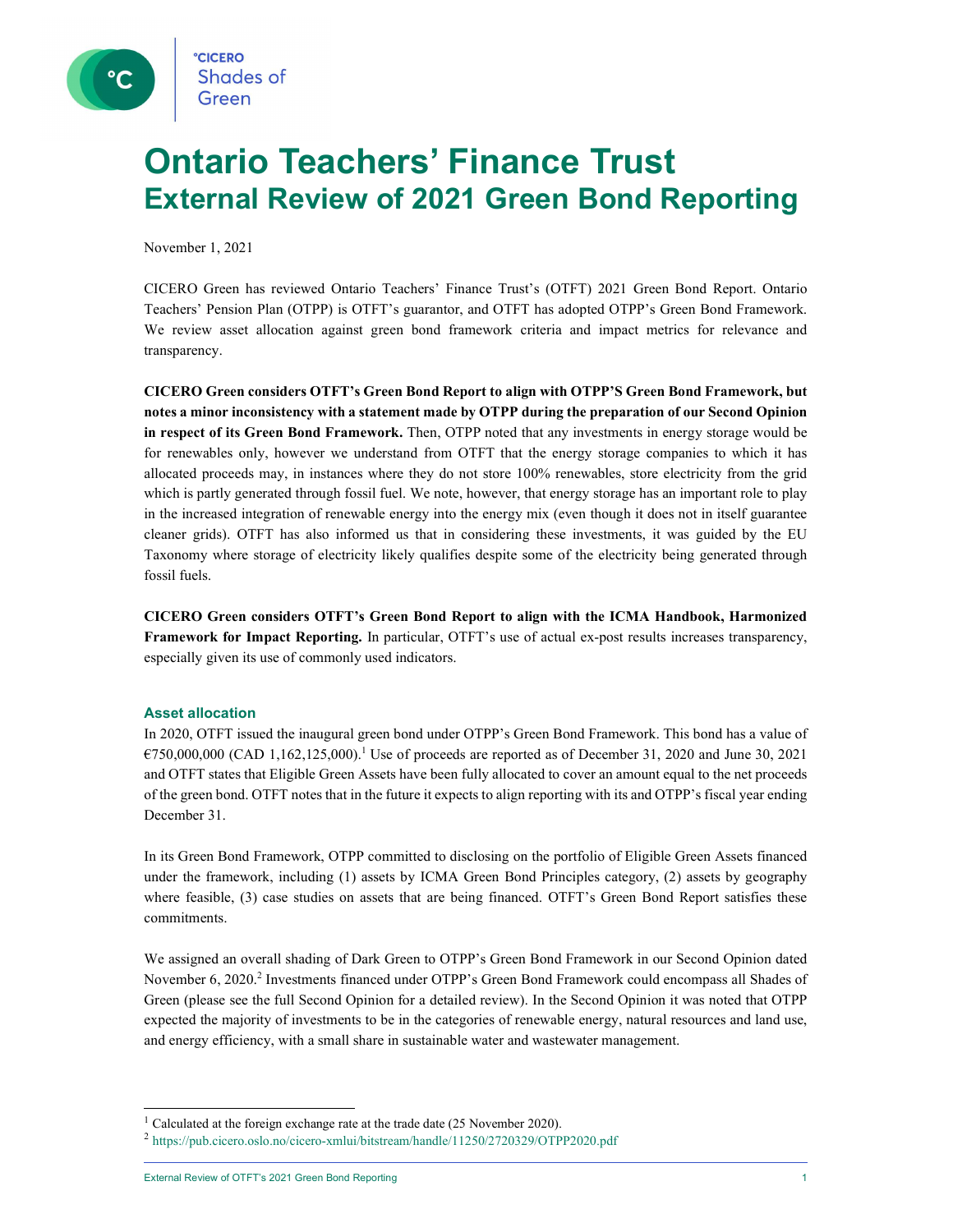# Ontario Teachers' Finance Trust
## External Review of 2021 Green Bond Reporting

November 1, 2021

CICERO Green has reviewed Ontario Teachers' Finance Trust's (OTFT) 2021 Green Bond Report. Ontario Teachers' Pension Plan (OTPP) is OTFT's guarantor, and OTFT has adopted OTPP's Green Bond Framework. We review asset allocation against green bond framework criteria and impact metrics for relevance and transparency.

**CICERO Green considers OTFT's Green Bond Report to align with OTPP'S Green Bond Framework, but notes a minor inconsistency with a statement made by OTPP during the preparation of our Second Opinion in respect of its Green Bond Framework.** Then, OTPP noted that any investments in energy storage would be for renewables only, however we understand from OTFT that the energy storage companies to which it has allocated proceeds may, in instances where they do not store 100% renewables, store electricity from the grid which is partly generated through fossil fuel. We note, however, that energy storage has an important role to play in the increased integration of renewable energy into the energy mix (even though it does not in itself guarantee cleaner grids). OTFT has also informed us that in considering these investments, it was guided by the EU Taxonomy where storage of electricity likely qualifies despite some of the electricity being generated through fossil fuels.

**CICERO Green considers OTFT's Green Bond Report to align with the ICMA Handbook, Harmonized Framework for Impact Reporting.** In particular, OTFT's use of actual ex-post results increases transparency, especially given its use of commonly used indicators.

### Asset allocation

In 2020, OTFT issued the inaugural green bond under OTPP's Green Bond Framework. This bond has a value of €750,000,000 (CAD 1,162,125,000).[1] Use of proceeds are reported as of December 31, 2020 and June 30, 2021 and OTFT states that Eligible Green Assets have been fully allocated to cover an amount equal to the net proceeds of the green bond. OTFT notes that in the future it expects to align reporting with its and OTPP's fiscal year ending December 31.

In its Green Bond Framework, OTPP committed to disclosing on the portfolio of Eligible Green Assets financed under the framework, including (1) assets by ICMA Green Bond Principles category, (2) assets by geography where feasible, (3) case studies on assets that are being financed. OTFT's Green Bond Report satisfies these commitments.

We assigned an overall shading of Dark Green to OTPP's Green Bond Framework in our Second Opinion dated November 6, 2020.[2] Investments financed under OTPP's Green Bond Framework could encompass all Shades of Green (please see the full Second Opinion for a detailed review). In the Second Opinion it was noted that OTPP expected the majority of investments to be in the categories of renewable energy, natural resources and land use, and energy efficiency, with a small share in sustainable water and wastewater management.

[1] Calculated at the foreign exchange rate at the trade date (25 November 2020).

[2] https://pub.cicero.oslo.no/cicero-xmlui/bitstream/handle/11250/2720329/OTPP2020.pdf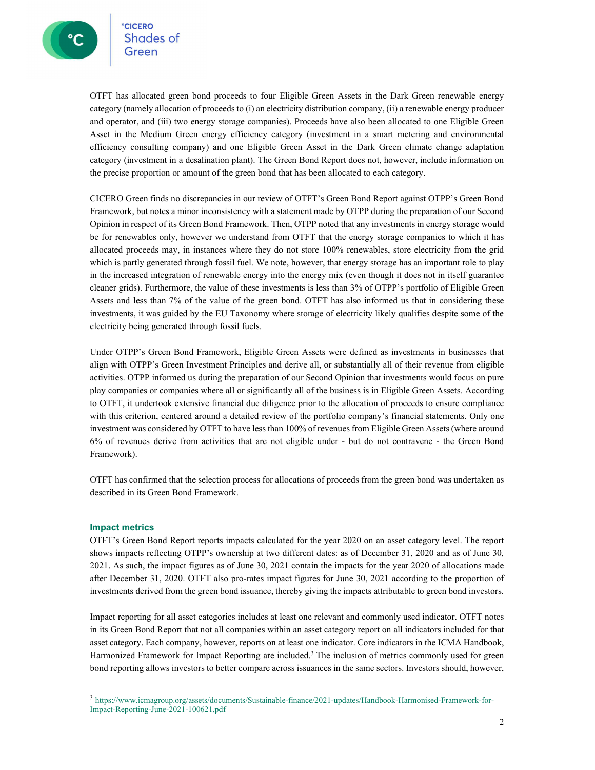OTFT has allocated green bond proceeds to four Eligible Green Assets in the Dark Green renewable energy category (namely allocation of proceeds to (i) an electricity distribution company, (ii) a renewable energy producer and operator, and (iii) two energy storage companies). Proceeds have also been allocated to one Eligible Green Asset in the Medium Green energy efficiency category (investment in a smart metering and environmental efficiency consulting company) and one Eligible Green Asset in the Dark Green climate change adaptation category (investment in a desalination plant). The Green Bond Report does not, however, include information on the precise proportion or amount of the green bond that has been allocated to each category.

CICERO Green finds no discrepancies in our review of OTFT's Green Bond Report against OTPP's Green Bond Framework, but notes a minor inconsistency with a statement made by OTPP during the preparation of our Second Opinion in respect of its Green Bond Framework. Then, OTPP noted that any investments in energy storage would be for renewables only, however we understand from OTFT that the energy storage companies to which it has allocated proceeds may, in instances where they do not store 100% renewables, store electricity from the grid which is partly generated through fossil fuel. We note, however, that energy storage has an important role to play in the increased integration of renewable energy into the energy mix (even though it does not in itself guarantee cleaner grids). Furthermore, the value of these investments is less than 3% of OTPP's portfolio of Eligible Green Assets and less than 7% of the value of the green bond. OTFT has also informed us that in considering these investments, it was guided by the EU Taxonomy where storage of electricity likely qualifies despite some of the electricity being generated through fossil fuels.

Under OTPP's Green Bond Framework, Eligible Green Assets were defined as investments in businesses that align with OTPP's Green Investment Principles and derive all, or substantially all of their revenue from eligible activities. OTPP informed us during the preparation of our Second Opinion that investments would focus on pure play companies or companies where all or significantly all of the business is in Eligible Green Assets. According to OTFT, it undertook extensive financial due diligence prior to the allocation of proceeds to ensure compliance with this criterion, centered around a detailed review of the portfolio company's financial statements. Only one investment was considered by OTFT to have less than 100% of revenues from Eligible Green Assets (where around 6% of revenues derive from activities that are not eligible under - but do not contravene - the Green Bond Framework).

OTFT has confirmed that the selection process for allocations of proceeds from the green bond was undertaken as described in its Green Bond Framework.

### Impact metrics

OTFT's Green Bond Report reports impacts calculated for the year 2020 on an asset category level. The report shows impacts reflecting OTPP's ownership at two different dates: as of December 31, 2020 and as of June 30, 2021. As such, the impact figures as of June 30, 2021 contain the impacts for the year 2020 of allocations made after December 31, 2020. OTFT also pro-rates impact figures for June 30, 2021 according to the proportion of investments derived from the green bond issuance, thereby giving the impacts attributable to green bond investors.

Impact reporting for all asset categories includes at least one relevant and commonly used indicator. OTFT notes in its Green Bond Report that not all companies within an asset category report on all indicators included for that asset category. Each company, however, reports on at least one indicator. Core indicators in the ICMA Handbook, Harmonized Framework for Impact Reporting are included.[3] The inclusion of metrics commonly used for green bond reporting allows investors to better compare across issuances in the same sectors. Investors should, however,

[3] https://www.icmagroup.org/assets/documents/Sustainable-finance/2021-updates/Handbook-Harmonised-Framework-for-Impact-Reporting-June-2021-100621.pdf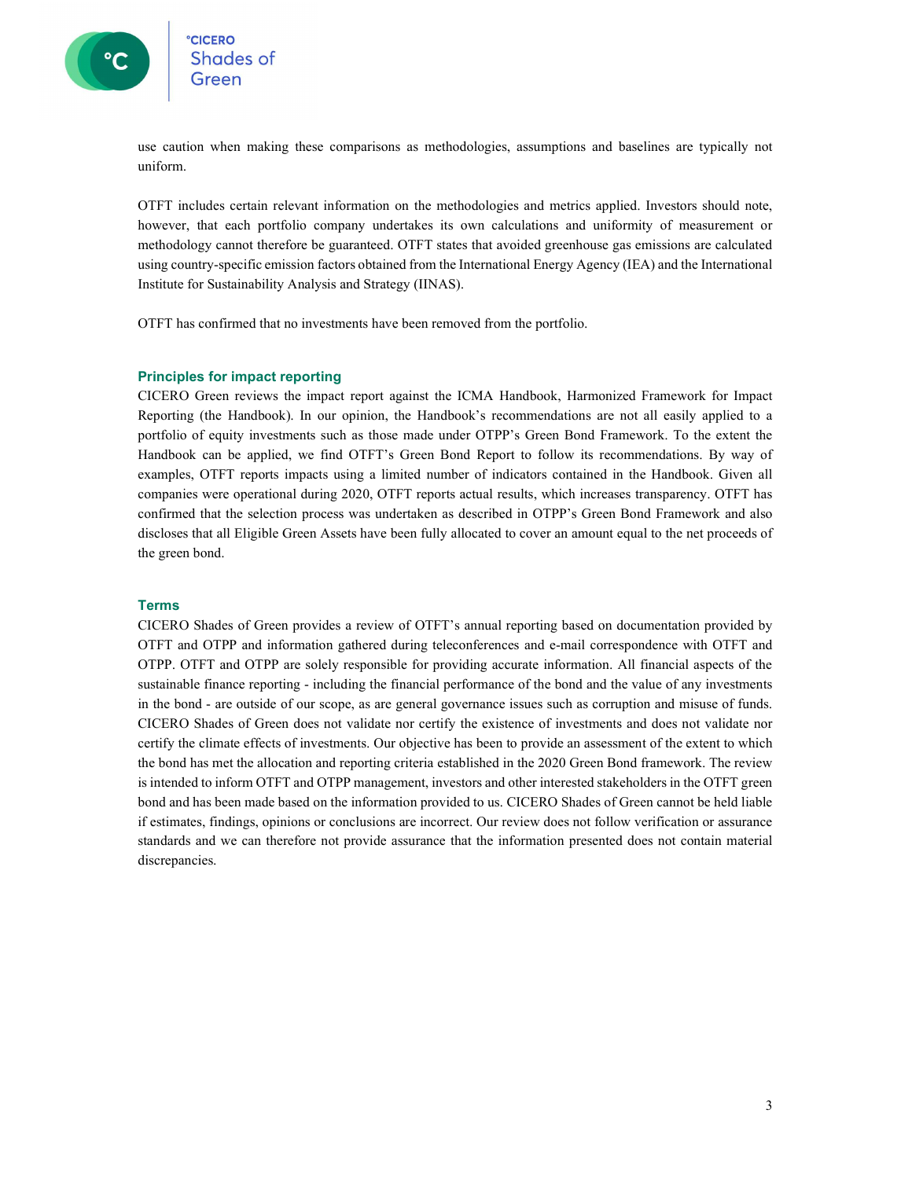use caution when making these comparisons as methodologies, assumptions and baselines are typically not uniform.

OTFT includes certain relevant information on the methodologies and metrics applied. Investors should note, however, that each portfolio company undertakes its own calculations and uniformity of measurement or methodology cannot therefore be guaranteed. OTFT states that avoided greenhouse gas emissions are calculated using country-specific emission factors obtained from the International Energy Agency (IEA) and the International Institute for Sustainability Analysis and Strategy (IINAS).

OTFT has confirmed that no investments have been removed from the portfolio.

## Principles for impact reporting

CICERO Green reviews the impact report against the ICMA Handbook, Harmonized Framework for Impact Reporting (the Handbook). In our opinion, the Handbook's recommendations are not all easily applied to a portfolio of equity investments such as those made under OTPP's Green Bond Framework. To the extent the Handbook can be applied, we find OTFT's Green Bond Report to follow its recommendations. By way of examples, OTFT reports impacts using a limited number of indicators contained in the Handbook. Given all companies were operational during 2020, OTFT reports actual results, which increases transparency. OTFT has confirmed that the selection process was undertaken as described in OTPP's Green Bond Framework and also discloses that all Eligible Green Assets have been fully allocated to cover an amount equal to the net proceeds of the green bond.

## Terms

CICERO Shades of Green provides a review of OTFT's annual reporting based on documentation provided by OTFT and OTPP and information gathered during teleconferences and e-mail correspondence with OTFT and OTPP. OTFT and OTPP are solely responsible for providing accurate information. All financial aspects of the sustainable finance reporting - including the financial performance of the bond and the value of any investments in the bond - are outside of our scope, as are general governance issues such as corruption and misuse of funds. CICERO Shades of Green does not validate nor certify the existence of investments and does not validate nor certify the climate effects of investments. Our objective has been to provide an assessment of the extent to which the bond has met the allocation and reporting criteria established in the 2020 Green Bond framework. The review is intended to inform OTFT and OTPP management, investors and other interested stakeholders in the OTFT green bond and has been made based on the information provided to us. CICERO Shades of Green cannot be held liable if estimates, findings, opinions or conclusions are incorrect. Our review does not follow verification or assurance standards and we can therefore not provide assurance that the information presented does not contain material discrepancies.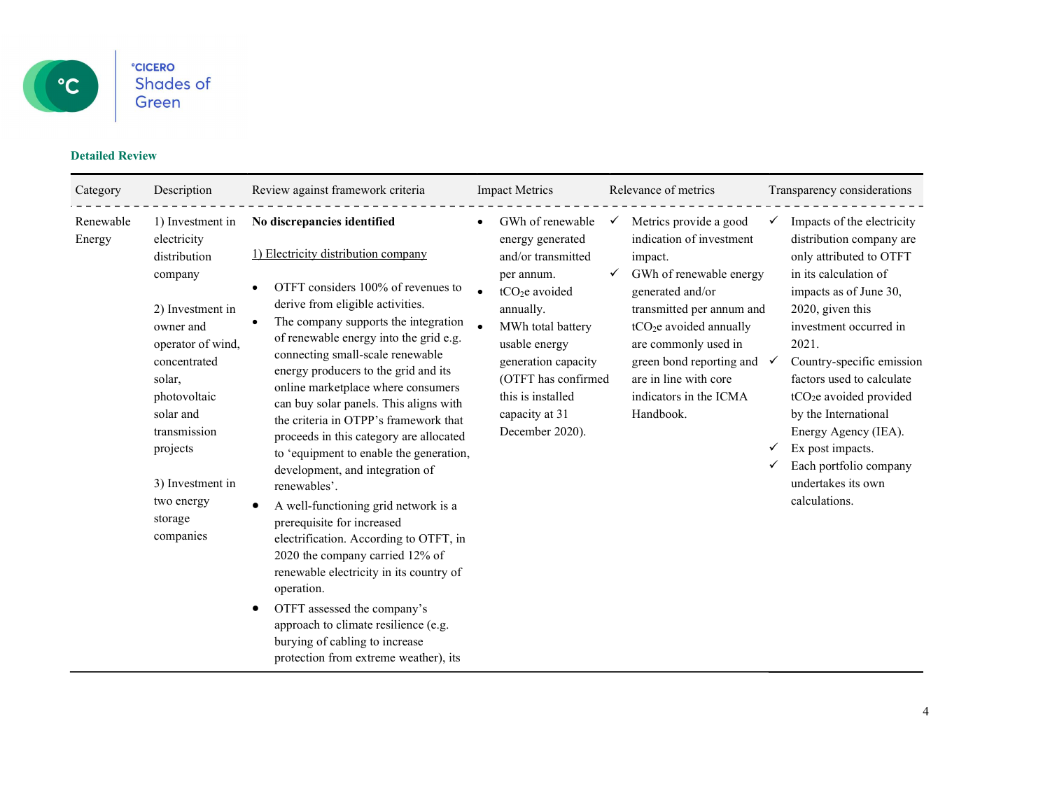### Detailed Review

| Category | Description | Review against framework criteria | Impact Metrics | Relevance of metrics | Transparency considerations |
|---|---|---|---|---|---|
| Renewable Energy | 1) Investment in electricity distribution company<br><br>2) Investment in owner and operator of wind, concentrated solar, photovoltaic solar and transmission projects<br><br>3) Investment in two energy storage companies | **No discrepancies identified**<br><br>1) Electricity distribution company<br><br>• OTFT considers 100% of revenues to derive from eligible activities.<br>• The company supports the integration of renewable energy into the grid e.g. connecting small-scale renewable energy producers to the grid and its online marketplace where consumers can buy solar panels. This aligns with the criteria in OTPP's framework that proceeds in this category are allocated to 'equipment to enable the generation, development, and integration of renewables'.<br>• A well-functioning grid network is a prerequisite for increased electrification. According to OTFT, in 2020 the company carried 12% of renewable electricity in its country of operation.<br>• OTFT assessed the company's approach to climate resilience (e.g. burying of cabling to increase protection from extreme weather), its | • GWh of renewable energy generated and/or transmitted per annum.<br>• $tCO_2e$ avoided annually.<br>• MWh total battery usable energy generation capacity (OTFT has confirmed this is installed capacity at 31 December 2020). | ✓ Metrics provide a good indication of investment impact.<br>✓ GWh of renewable energy generated and/or transmitted per annum and $tCO_2e$ avoided annually are commonly used in green bond reporting and are in line with core indicators in the ICMA Handbook. | ✓ Impacts of the electricity distribution company are only attributed to OTFT in its calculation of impacts as of June 30, 2020, given this investment occurred in 2021.<br>✓ Country-specific emission factors used to calculate $tCO_2e$ avoided provided by the International Energy Agency (IEA).<br>✓ Ex post impacts.<br>✓ Each portfolio company undertakes its own calculations. |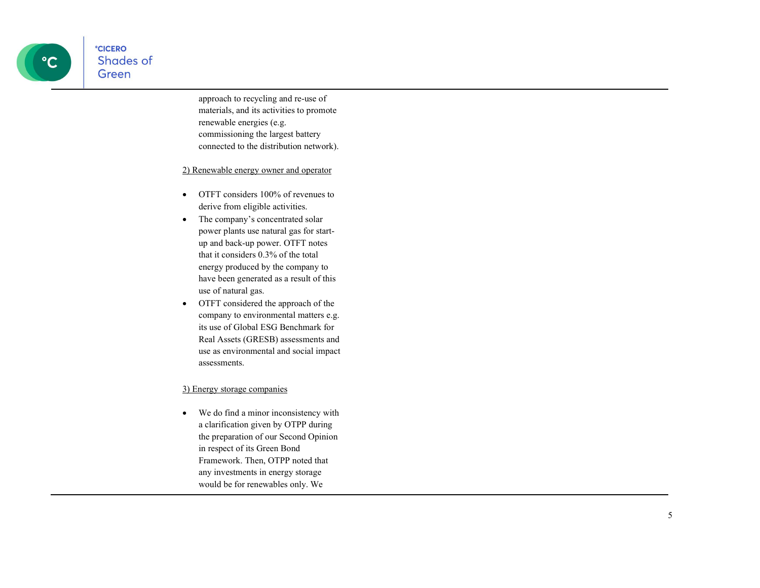approach to recycling and re-use of materials, and its activities to promote renewable energies (e.g. commissioning the largest battery connected to the distribution network).

2) Renewable energy owner and operator

- OTFT considers 100% of revenues to derive from eligible activities.
- The company's concentrated solar power plants use natural gas for start-up and back-up power. OTFT notes that it considers 0.3% of the total energy produced by the company to have been generated as a result of this use of natural gas.
- OTFT considered the approach of the company to environmental matters e.g. its use of Global ESG Benchmark for Real Assets (GRESB) assessments and use as environmental and social impact assessments.

3) Energy storage companies

- We do find a minor inconsistency with a clarification given by OTPP during the preparation of our Second Opinion in respect of its Green Bond Framework. Then, OTPP noted that any investments in energy storage would be for renewables only. We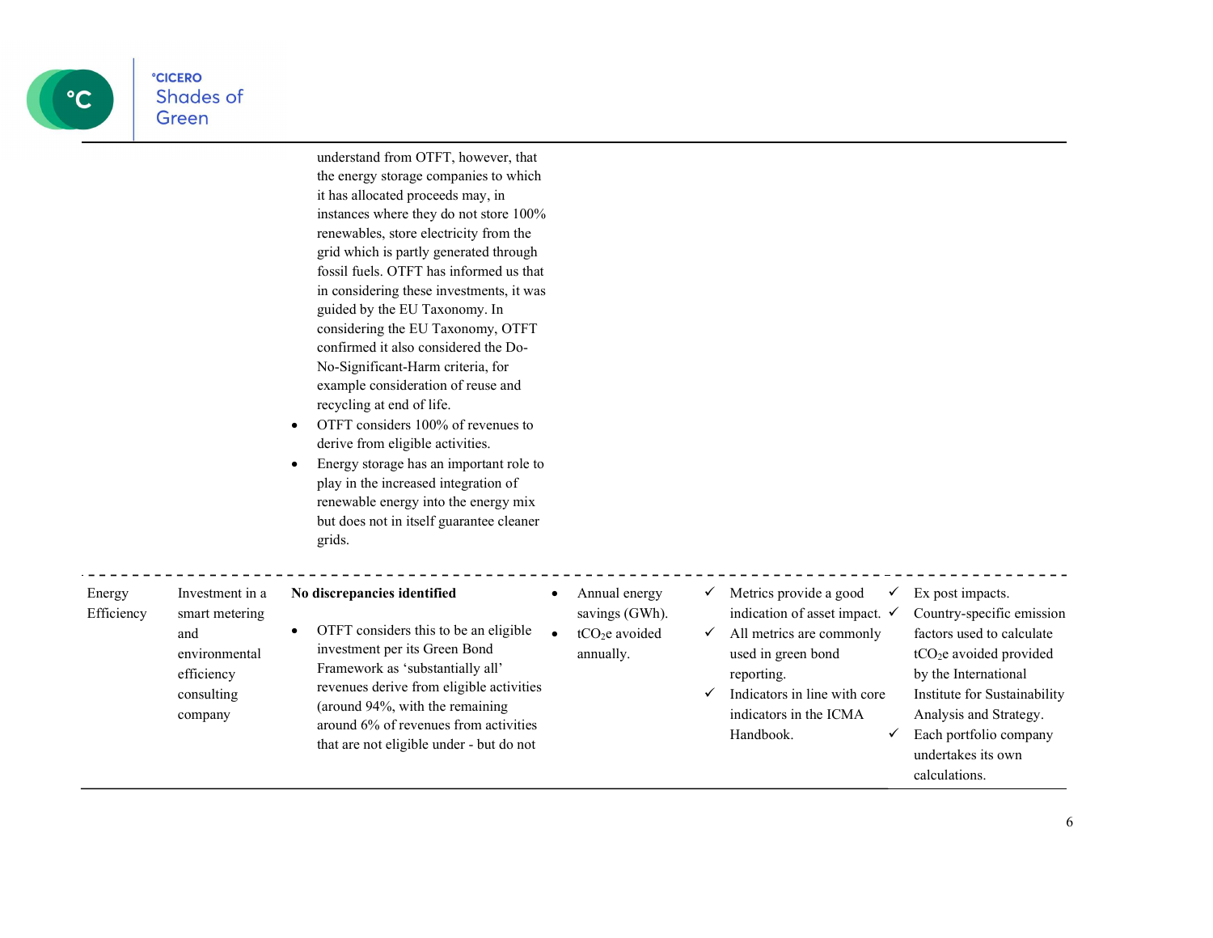| | | | | | |
|---|---|---|---|---|---|
| | | understand from OTFT, however, that the energy storage companies to which it has allocated proceeds may, in instances where they do not store 100% renewables, store electricity from the grid which is partly generated through fossil fuels. OTFT has informed us that in considering these investments, it was guided by the EU Taxonomy. In considering the EU Taxonomy, OTFT confirmed it also considered the Do-No-Significant-Harm criteria, for example consideration of reuse and recycling at end of life.<br>• OTFT considers 100% of revenues to derive from eligible activities.<br>• Energy storage has an important role to play in the increased integration of renewable energy into the energy mix but does not in itself guarantee cleaner grids. | | | |
| Energy Efficiency | Investment in a smart metering and environmental efficiency consulting company | **No discrepancies identified**<br>• OTFT considers this to be an eligible investment per its Green Bond Framework as 'substantially all' revenues derive from eligible activities (around 94%, with the remaining around 6% of revenues from activities that are not eligible under - but do not | • Annual energy savings (GWh).<br>• $tCO_2e$ avoided annually. | ✓ Metrics provide a good indication of asset impact.<br>✓ All metrics are commonly used in green bond reporting.<br>✓ Indicators in line with core indicators in the ICMA Handbook. | ✓ Ex post impacts.<br>✓ Country-specific emission factors used to calculate $tCO_2e$ avoided provided by the International Institute for Sustainability Analysis and Strategy.<br>✓ Each portfolio company undertakes its own calculations. |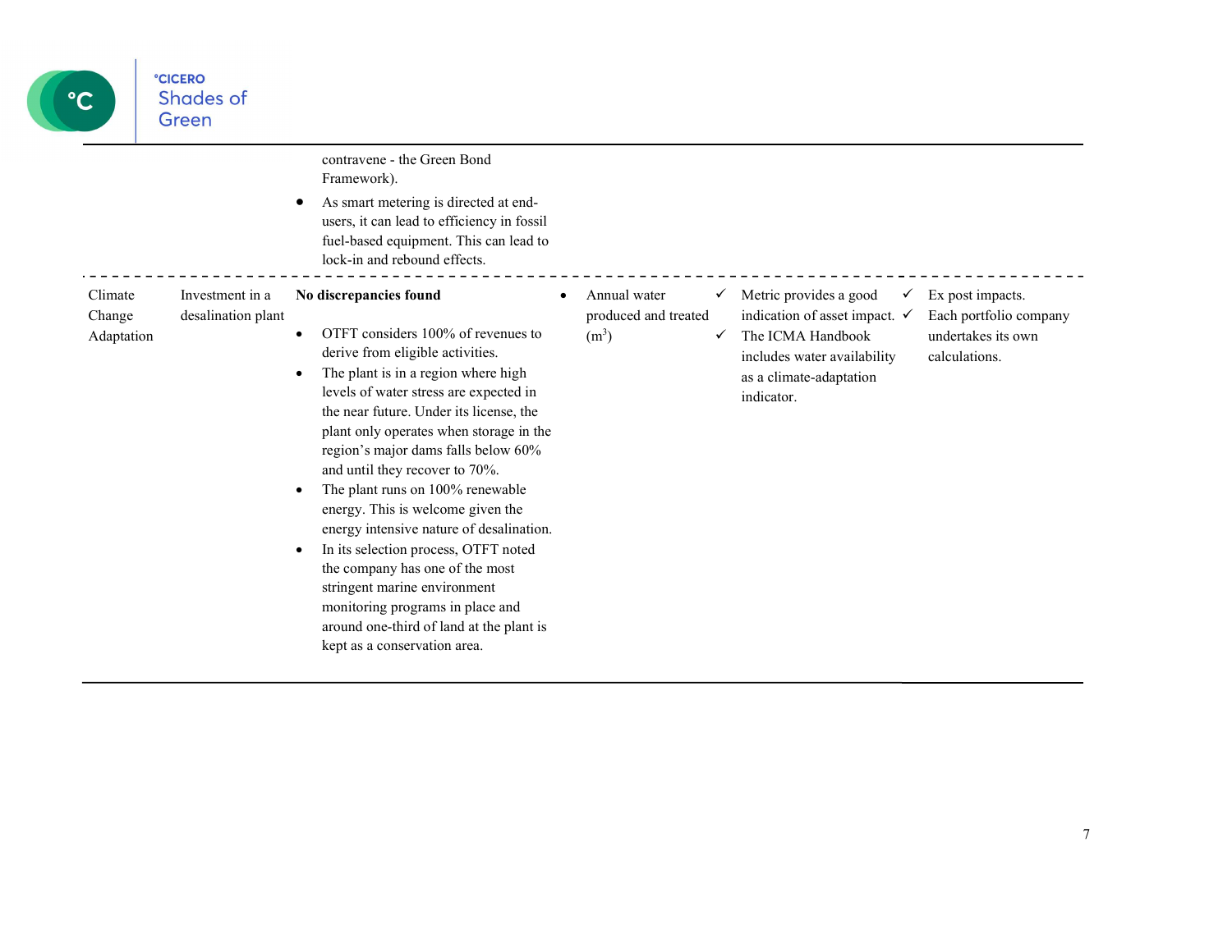| | | | | | |
|---|---|---|---|---|---|
| | | contravene - the Green Bond Framework).<br>• As smart metering is directed at end-users, it can lead to efficiency in fossil fuel-based equipment. This can lead to lock-in and rebound effects. | | | |
| Climate Change Adaptation | Investment in a desalination plant | **No discrepancies found**<br>• OTFT considers 100% of revenues to derive from eligible activities.<br>• The plant is in a region where high levels of water stress are expected in the near future. Under its license, the plant only operates when storage in the region's major dams falls below 60% and until they recover to 70%.<br>• The plant runs on 100% renewable energy. This is welcome given the energy intensive nature of desalination.<br>• In its selection process, OTFT noted the company has one of the most stringent marine environment monitoring programs in place and around one-third of land at the plant is kept as a conservation area. | • Annual water produced and treated ($m^3$) | ✓ Metric provides a good indication of asset impact.<br>✓ The ICMA Handbook includes water availability as a climate-adaptation indicator. | ✓ Ex post impacts.<br>✓ Each portfolio company undertakes its own calculations. |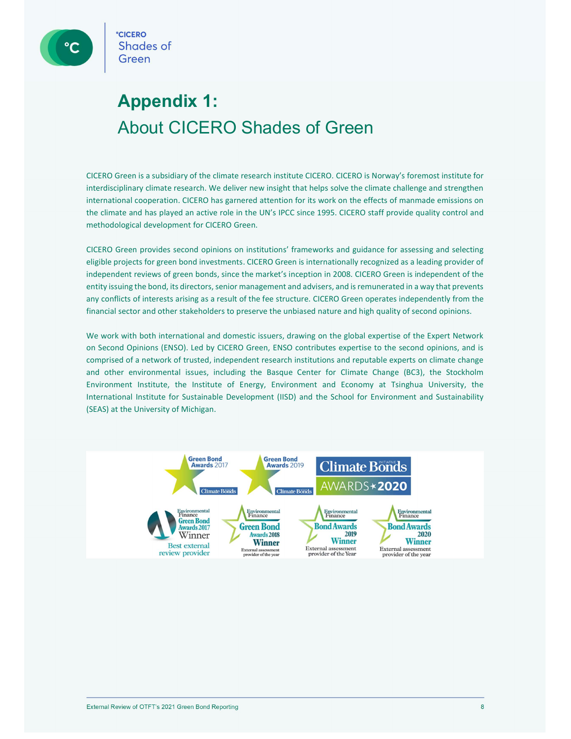# Appendix 1:
## About CICERO Shades of Green

CICERO Green is a subsidiary of the climate research institute CICERO. CICERO is Norway's foremost institute for interdisciplinary climate research. We deliver new insight that helps solve the climate challenge and strengthen international cooperation. CICERO has garnered attention for its work on the effects of manmade emissions on the climate and has played an active role in the UN's IPCC since 1995. CICERO staff provide quality control and methodological development for CICERO Green.

CICERO Green provides second opinions on institutions' frameworks and guidance for assessing and selecting eligible projects for green bond investments. CICERO Green is internationally recognized as a leading provider of independent reviews of green bonds, since the market's inception in 2008. CICERO Green is independent of the entity issuing the bond, its directors, senior management and advisers, and is remunerated in a way that prevents any conflicts of interests arising as a result of the fee structure. CICERO Green operates independently from the financial sector and other stakeholders to preserve the unbiased nature and high quality of second opinions.

We work with both international and domestic issuers, drawing on the global expertise of the Expert Network on Second Opinions (ENSO). Led by CICERO Green, ENSO contributes expertise to the second opinions, and is comprised of a network of trusted, independent research institutions and reputable experts on climate change and other environmental issues, including the Basque Center for Climate Change (BC3), the Stockholm Environment Institute, the Institute of Energy, Environment and Economy at Tsinghua University, the International Institute for Sustainable Development (IISD) and the School for Environment and Sustainability (SEAS) at the University of Michigan.

Green Bond Awards 2017 Climate Bonds
Green Bond Awards 2019 Climate Bonds
Climate Bonds Initiative AWARDS 2020
Environmental Finance Green Bond Awards 2017 Winner Best external review provider
Environmental Finance Green Bond Awards 2018 Winner External assessment provider of the year
Environmental Finance Bond Awards 2019 Winner External assessment provider of the Year
Environmental Finance Bond Awards 2020 Winner External assessment provider of the year